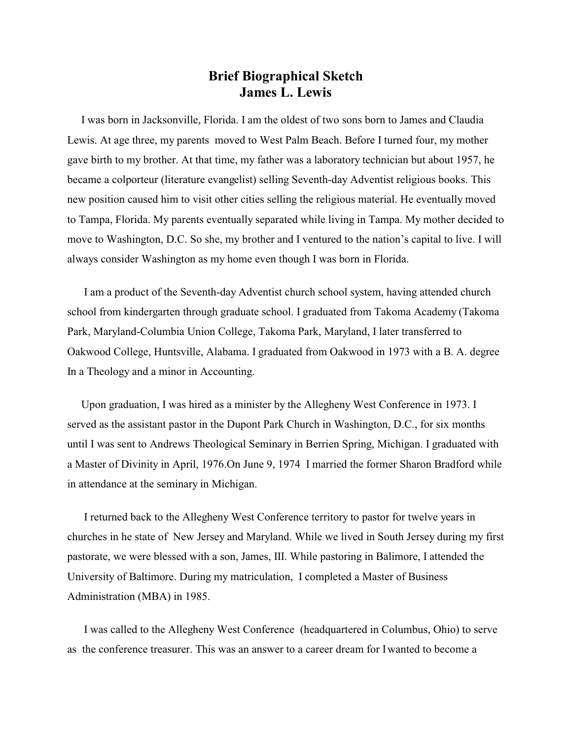# Brief Biographical Sketch
# James L. Lewis

I was born in Jacksonville, Florida. I am the oldest of two sons born to James and Claudia Lewis. At age three, my parents moved to West Palm Beach. Before I turned four, my mother gave birth to my brother. At that time, my father was a laboratory technician but about 1957, he became a colporteur (literature evangelist) selling Seventh-day Adventist religious books. This new position caused him to visit other cities selling the religious material. He eventually moved to Tampa, Florida. My parents eventually separated while living in Tampa. My mother decided to move to Washington, D.C. So she, my brother and I ventured to the nation's capital to live. I will always consider Washington as my home even though I was born in Florida.

I am a product of the Seventh-day Adventist church school system, having attended church school from kindergarten through graduate school. I graduated from Takoma Academy (Takoma Park, Maryland-Columbia Union College, Takoma Park, Maryland, I later transferred to Oakwood College, Huntsville, Alabama. I graduated from Oakwood in 1973 with a B. A. degree In a Theology and a minor in Accounting.

Upon graduation, I was hired as a minister by the Allegheny West Conference in 1973. I served as the assistant pastor in the Dupont Park Church in Washington, D.C., for six months until I was sent to Andrews Theological Seminary in Berrien Spring, Michigan. I graduated with a Master of Divinity in April, 1976.On June 9, 1974 I married the former Sharon Bradford while in attendance at the seminary in Michigan.

I returned back to the Allegheny West Conference territory to pastor for twelve years in churches in he state of New Jersey and Maryland. While we lived in South Jersey during my first pastorate, we were blessed with a son, James, III. While pastoring in Balimore, I attended the University of Baltimore. During my matriculation, I completed a Master of Business Administration (MBA) in 1985.

I was called to the Allegheny West Conference (headquartered in Columbus, Ohio) to serve as the conference treasurer. This was an answer to a career dream for I wanted to become a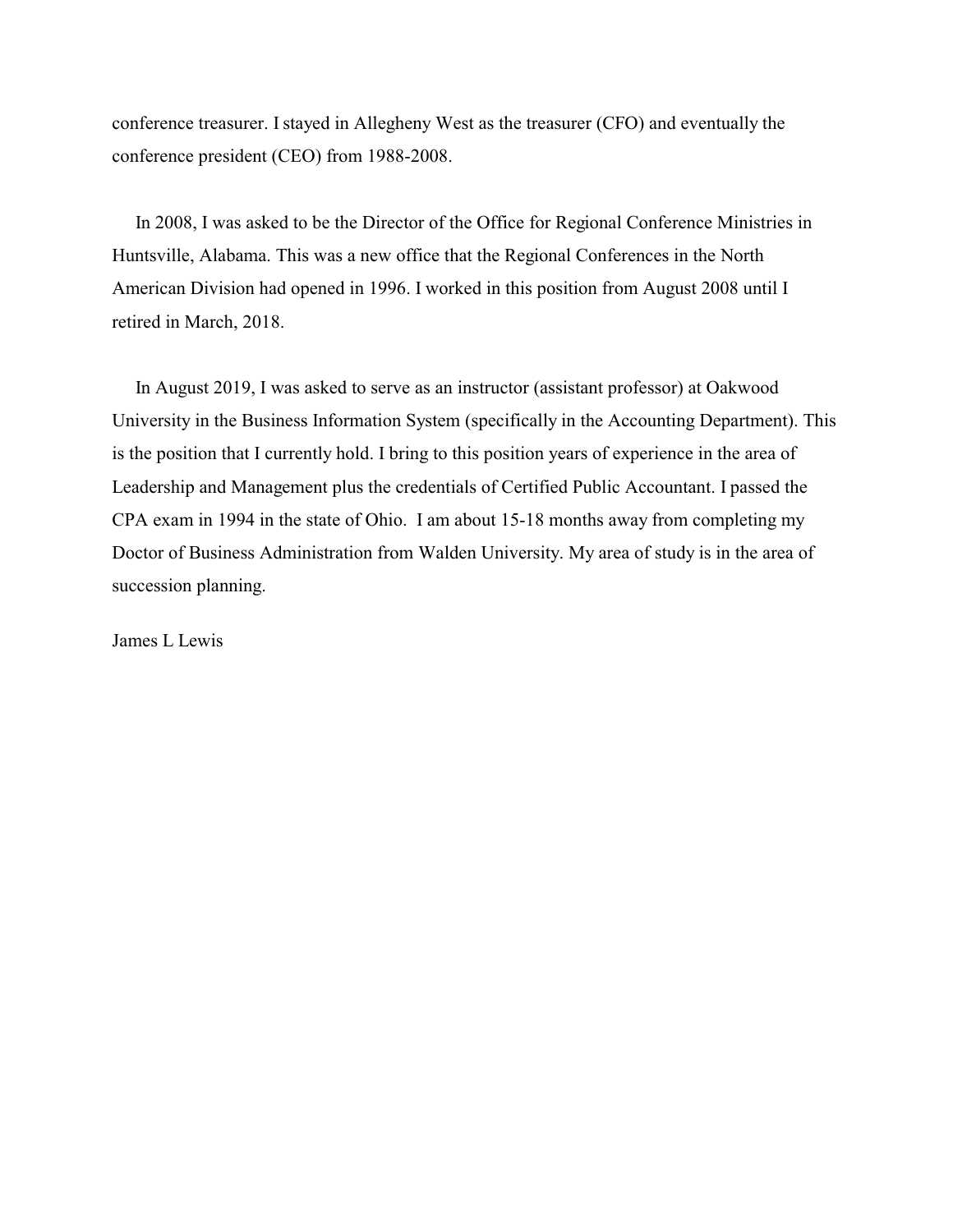conference treasurer. I stayed in Allegheny West as the treasurer (CFO) and eventually the conference president (CEO) from 1988-2008.

In 2008, I was asked to be the Director of the Office for Regional Conference Ministries in Huntsville, Alabama. This was a new office that the Regional Conferences in the North American Division had opened in 1996. I worked in this position from August 2008 until I retired in March, 2018.

In August 2019, I was asked to serve as an instructor (assistant professor) at Oakwood University in the Business Information System (specifically in the Accounting Department). This is the position that I currently hold. I bring to this position years of experience in the area of Leadership and Management plus the credentials of Certified Public Accountant. I passed the CPA exam in 1994 in the state of Ohio. I am about 15-18 months away from completing my Doctor of Business Administration from Walden University. My area of study is in the area of succession planning.

James L Lewis